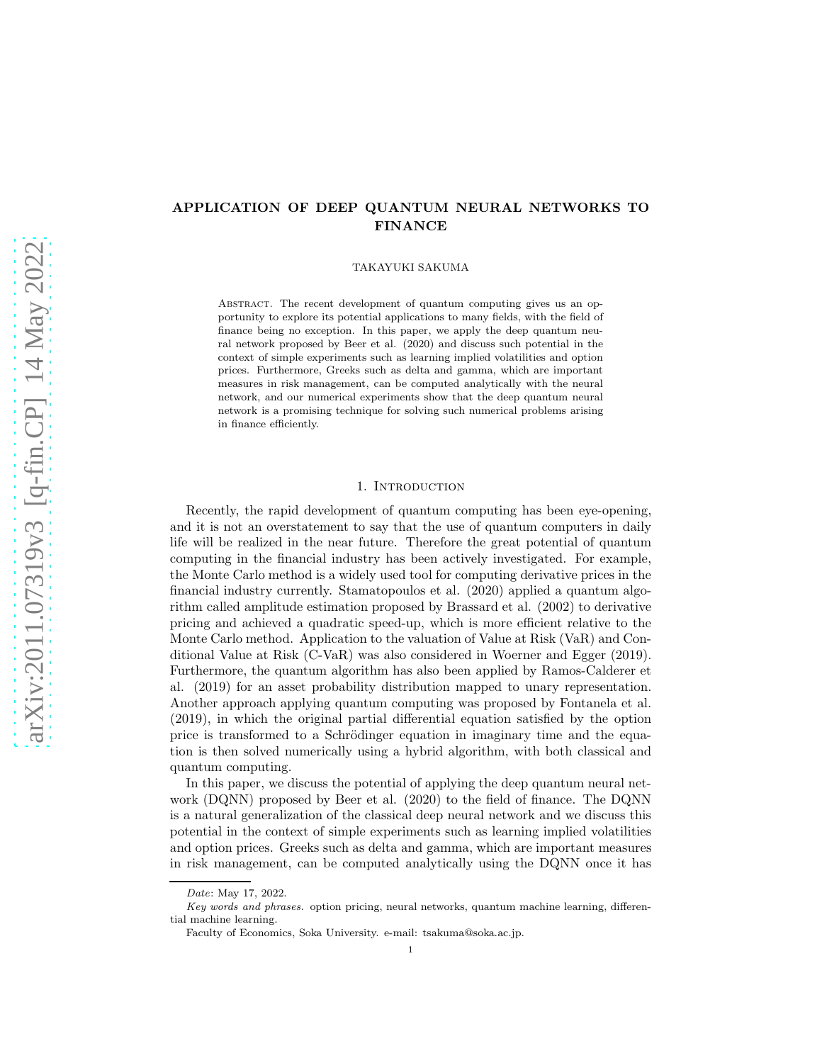# APPLICATION OF DEEP QUANTUM NEURAL NETWORKS TO FINANCE

TAKAYUKI SAKUMA

Abstract. The recent development of quantum computing gives us an opportunity to explore its potential applications to many fields, with the field of finance being no exception. In this paper, we apply the deep quantum neural network proposed by Beer et al. (2020) and discuss such potential in the context of simple experiments such as learning implied volatilities and option prices. Furthermore, Greeks such as delta and gamma, which are important measures in risk management, can be computed analytically with the neural network, and our numerical experiments show that the deep quantum neural network is a promising technique for solving such numerical problems arising in finance efficiently.

## 1. Introduction

Recently, the rapid development of quantum computing has been eye-opening, and it is not an overstatement to say that the use of quantum computers in daily life will be realized in the near future. Therefore the great potential of quantum computing in the financial industry has been actively investigated. For example, the Monte Carlo method is a widely used tool for computing derivative prices in the financial industry currently. Stamatopoulos et al. (2020) applied a quantum algorithm called amplitude estimation proposed by Brassard et al. (2002) to derivative pricing and achieved a quadratic speed-up, which is more efficient relative to the Monte Carlo method. Application to the valuation of Value at Risk (VaR) and Conditional Value at Risk (C-VaR) was also considered in Woerner and Egger (2019). Furthermore, the quantum algorithm has also been applied by Ramos-Calderer et al. (2019) for an asset probability distribution mapped to unary representation. Another approach applying quantum computing was proposed by Fontanela et al. (2019), in which the original partial differential equation satisfied by the option price is transformed to a Schrödinger equation in imaginary time and the equation is then solved numerically using a hybrid algorithm, with both classical and quantum computing.

In this paper, we discuss the potential of applying the deep quantum neural network (DQNN) proposed by Beer et al. (2020) to the field of finance. The DQNN is a natural generalization of the classical deep neural network and we discuss this potential in the context of simple experiments such as learning implied volatilities and option prices. Greeks such as delta and gamma, which are important measures in risk management, can be computed analytically using the DQNN once it has

*Date*: May 17, 2022.

*Key words and phrases.* option pricing, neural networks, quantum machine learning, differential machine learning.

Faculty of Economics, Soka University. e-mail: tsakuma@soka.ac.jp.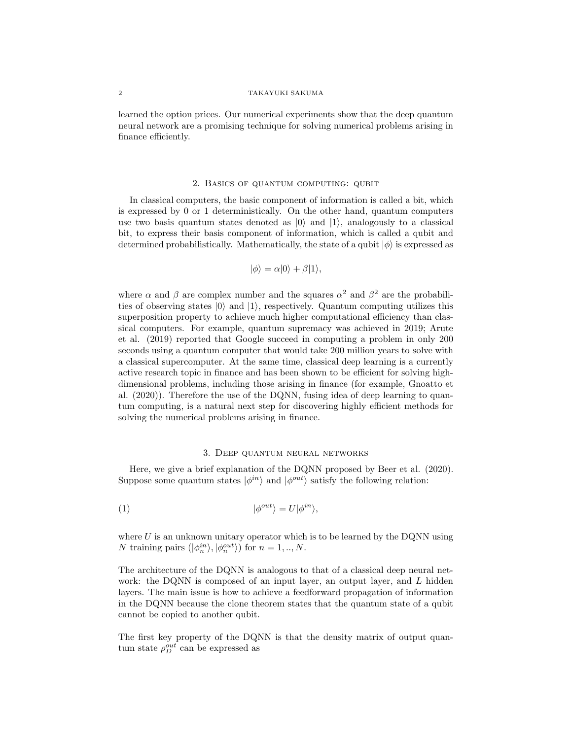learned the option prices. Our numerical experiments show that the deep quantum neural network are a promising technique for solving numerical problems arising in finance efficiently.

## 2. Basics of quantum computing: qubit

In classical computers, the basic component of information is called a bit, which is expressed by 0 or 1 deterministically. On the other hand, quantum computers use two basis quantum states denoted as $|0\rangle$ and $|1\rangle$, analogously to a classical bit, to express their basis component of information, which is called a qubit and determined probabilistically. Mathematically, the state of a qubit $|\phi\rangle$ is expressed as

$$|\phi\rangle = \alpha|0\rangle + \beta|1\rangle,$$

where $\alpha$ and $\beta$ are complex number and the squares $\alpha^2$ and $\beta^2$ are the probabilities of observing states $|0\rangle$ and $|1\rangle$, respectively. Quantum computing utilizes this superposition property to achieve much higher computational efficiency than classical computers. For example, quantum supremacy was achieved in 2019; Arute et al. (2019) reported that Google succeed in computing a problem in only 200 seconds using a quantum computer that would take 200 million years to solve with a classical supercomputer. At the same time, classical deep learning is a currently active research topic in finance and has been shown to be efficient for solving high-dimensional problems, including those arising in finance (for example, Gnoatto et al. (2020)). Therefore the use of the DQNN, fusing idea of deep learning to quantum computing, is a natural next step for discovering highly efficient methods for solving the numerical problems arising in finance.

## 3. Deep quantum neural networks

Here, we give a brief explanation of the DQNN proposed by Beer et al. (2020). Suppose some quantum states $|\phi^{in}\rangle$ and $|\phi^{out}\rangle$ satisfy the following relation:

$$|\phi^{out}\rangle = U|\phi^{in}\rangle, \tag{1}$$

where $U$ is an unknown unitary operator which is to be learned by the DQNN using $N$ training pairs $(|\phi^{in}_n\rangle, |\phi^{out}_n\rangle)$ for $n = 1, .., N$.

The architecture of the DQNN is analogous to that of a classical deep neural network: the DQNN is composed of an input layer, an output layer, and $L$ hidden layers. The main issue is how to achieve a feedforward propagation of information in the DQNN because the clone theorem states that the quantum state of a qubit cannot be copied to another qubit.

The first key property of the DQNN is that the density matrix of output quantum state $\rho^{out}_D$ can be expressed as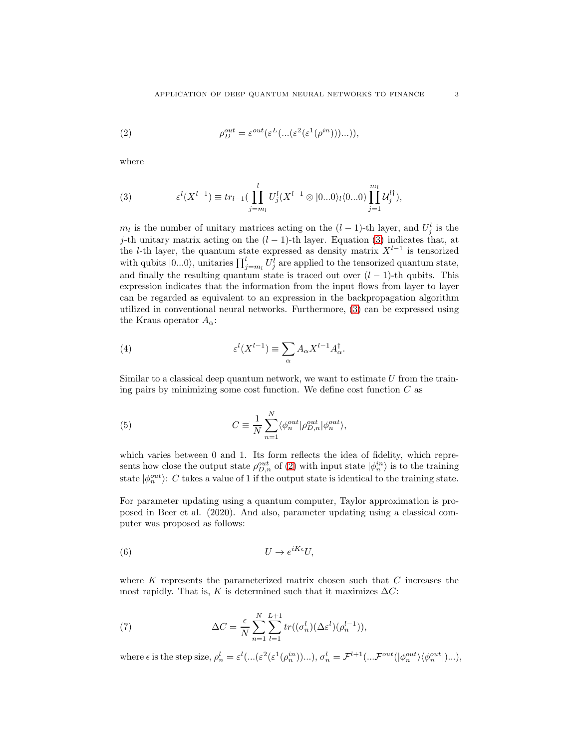$$\rho_D^{out} = \varepsilon^{out}(\varepsilon^L(...(\varepsilon^2(\varepsilon^1(\rho^{in})))...)), \tag{2}$$

where

$$\varepsilon^l(X^{l-1}) \equiv tr_{l-1}(\prod_{j=m_l}^{l} U_j^l (X^{l-1} \otimes |0...0\rangle_l\langle 0...0) \prod_{j=1}^{m_l} \mathcal{U}_j^{l\dagger}), \tag{3}$$

$m_l$ is the number of unitary matrices acting on the $(l-1)$-th layer, and $U_j^l$ is the $j$-th unitary matrix acting on the $(l-1)$-th layer. Equation (3) indicates that, at the $l$-th layer, the quantum state expressed as density matrix $X^{l-1}$ is tensorized with qubits $|0...0\rangle$, unitaries $\prod_{j=m_l}^{l} U_j^l$ are applied to the tensorized quantum state, and finally the resulting quantum state is traced out over $(l-1)$-th qubits. This expression indicates that the information from the input flows from layer to layer can be regarded as equivalent to an expression in the backpropagation algorithm utilized in conventional neural networks. Furthermore, (3) can be expressed using the Kraus operator $A_\alpha$:

$$\varepsilon^l(X^{l-1}) \equiv \sum_\alpha A_\alpha X^{l-1} A_\alpha^\dagger. \tag{4}$$

Similar to a classical deep quantum network, we want to estimate $U$ from the training pairs by minimizing some cost function. We define cost function $C$ as

$$C \equiv \frac{1}{N} \sum_{n=1}^{N} \langle \phi_n^{out} | \rho_{D,n}^{out} | \phi_n^{out} \rangle, \tag{5}$$

which varies between 0 and 1. Its form reflects the idea of fidelity, which represents how close the output state $\rho_{D,n}^{out}$ of (2) with input state $|\phi_n^{in}\rangle$ is to the training state $|\phi_n^{out}\rangle$: $C$ takes a value of 1 if the output state is identical to the training state.

For parameter updating using a quantum computer, Taylor approximation is proposed in Beer et al. (2020). And also, parameter updating using a classical computer was proposed as follows:

$$U \rightarrow e^{iK\epsilon} U, \tag{6}$$

where $K$ represents the parameterized matrix chosen such that $C$ increases the most rapidly. That is, $K$ is determined such that it maximizes $\Delta C$:

$$\Delta C = \frac{\epsilon}{N} \sum_{n=1}^{N} \sum_{l=1}^{L+1} tr((\sigma_n^l)(\Delta\varepsilon^l)(\rho_n^{l-1})), \tag{7}$$

where $\epsilon$ is the step size, $\rho_n^l = \varepsilon^l(...(\varepsilon^2(\varepsilon^1(\rho_n^{in}))...)$, $\sigma_n^l = \mathcal{F}^{l+1}(...\mathcal{F}^{out}(|\phi_n^{out}\rangle\langle\phi_n^{out}|)...)$,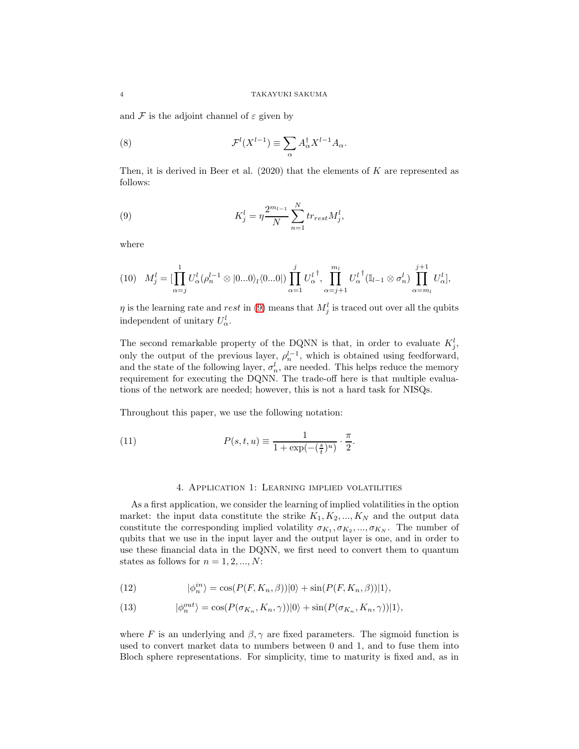and $\mathcal{F}$ is the adjoint channel of $\varepsilon$ given by

$$\mathcal{F}^l(X^{l-1}) \equiv \sum_\alpha A_\alpha^\dagger X^{l-1} A_\alpha. \tag{8}$$

Then, it is derived in Beer et al. (2020) that the elements of $K$ are represented as follows:

$$K_j^l = \eta \frac{2^{m_{l-1}}}{N} \sum_{n=1}^{N} tr_{rest} M_j^l, \tag{9}$$

where

$$M_j^l = [\prod_{\alpha=j}^{1} U_\alpha^l (\rho_n^{l-1} \otimes |0...0\rangle_l \langle 0...0|) \prod_{\alpha=1}^{j} {U_\alpha^l}^\dagger, \prod_{\alpha=j+1}^{m_l} {U_\alpha^l}^\dagger (\mathbb{I}_{l-1} \otimes \sigma_n^l) \prod_{\alpha=m_l}^{j+1} U_\alpha^l], \tag{10}$$

$\eta$ is the learning rate and $rest$ in (9) means that $M_j^l$ is traced out over all the qubits independent of unitary $U_\alpha^l$.

The second remarkable property of the DQNN is that, in order to evaluate $K_j^l$, only the output of the previous layer, $\rho_n^{l-1}$, which is obtained using feedforward, and the state of the following layer, $\sigma_n^l$, are needed. This helps reduce the memory requirement for executing the DQNN. The trade-off here is that multiple evaluations of the network are needed; however, this is not a hard task for NISQs.

Throughout this paper, we use the following notation:

$$P(s,t,u) \equiv \frac{1}{1+\exp(-(\frac{s}{t})^u)} \cdot \frac{\pi}{2}. \tag{11}$$

## 4. Application 1: Learning implied volatilities

As a first application, we consider the learning of implied volatilities in the option market: the input data constitute the strike $K_1, K_2, ..., K_N$ and the output data constitute the corresponding implied volatility $\sigma_{K_1}, \sigma_{K_2}, ..., \sigma_{K_N}$. The number of qubits that we use in the input layer and the output layer is one, and in order to use these financial data in the DQNN, we first need to convert them to quantum states as follows for $n = 1, 2, ..., N$:

$$|\phi_n^{in}\rangle = \cos(P(F, K_n, \beta))|0\rangle + \sin(P(F, K_n, \beta))|1\rangle, \tag{12}$$

$$|\phi_n^{out}\rangle = \cos(P(\sigma_{K_n}, K_n, \gamma))|0\rangle + \sin(P(\sigma_{K_n}, K_n, \gamma))|1\rangle, \tag{13}$$

where $F$ is an underlying and $\beta, \gamma$ are fixed parameters. The sigmoid function is used to convert market data to numbers between 0 and 1, and to fuse them into Bloch sphere representations. For simplicity, time to maturity is fixed and, as in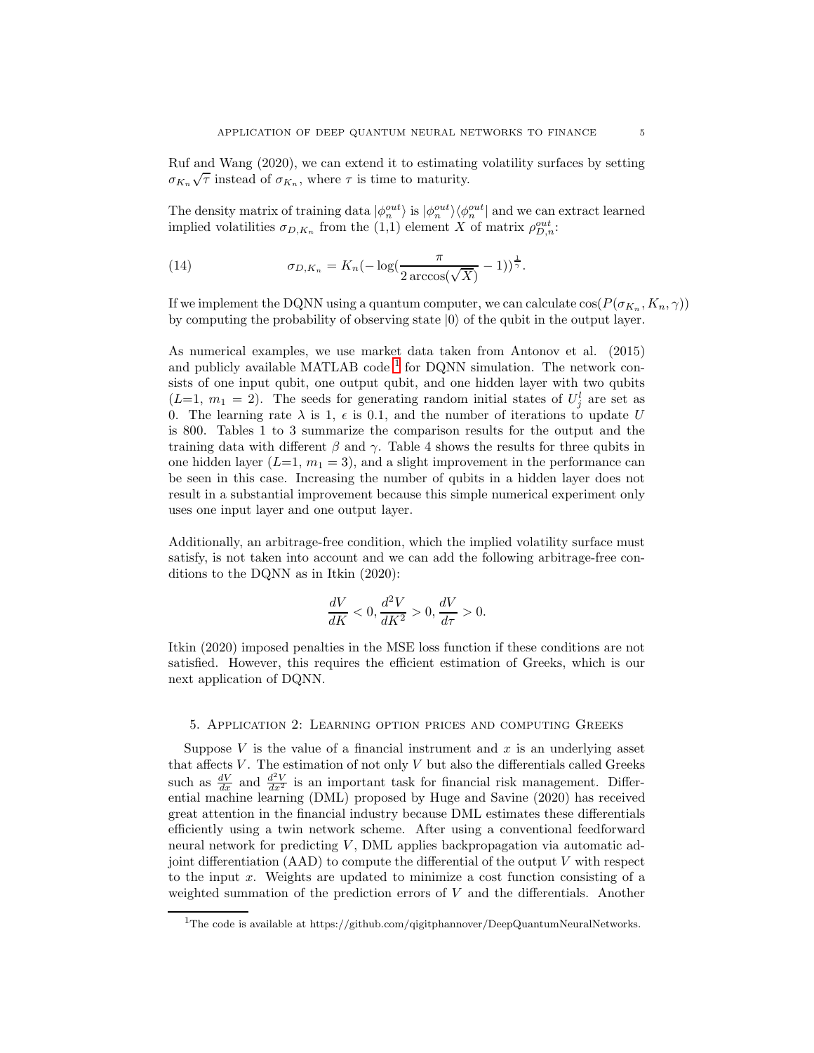Ruf and Wang (2020), we can extend it to estimating volatility surfaces by setting $\sigma_{K_n}\sqrt{\tau}$ instead of $\sigma_{K_n}$, where $\tau$ is time to maturity.

The density matrix of training data $|\phi_n^{out}\rangle$ is $|\phi_n^{out}\rangle\langle\phi_n^{out}|$ and we can extract learned implied volatilities $\sigma_{D,K_n}$ from the (1,1) element $X$ of matrix $\rho_{D,n}^{out}$:

$$\sigma_{D,K_n} = K_n(-\log(\frac{\pi}{2\arccos(\sqrt{X})} - 1))^{\frac{1}{\gamma}}. \tag{14}$$

If we implement the DQNN using a quantum computer, we can calculate $\cos(P(\sigma_{K_n}, K_n, \gamma))$ by computing the probability of observing state $|0\rangle$ of the qubit in the output layer.

As numerical examples, we use market data taken from Antonov et al. (2015) and publicly available MATLAB code [1] for DQNN simulation. The network consists of one input qubit, one output qubit, and one hidden layer with two qubits ($L$=1, $m_1 = 2$). The seeds for generating random initial states of $U_j^l$ are set as 0. The learning rate $\lambda$ is 1, $\epsilon$ is 0.1, and the number of iterations to update $U$ is 800. Tables 1 to 3 summarize the comparison results for the output and the training data with different $\beta$ and $\gamma$. Table 4 shows the results for three qubits in one hidden layer ($L$=1, $m_1 = 3$), and a slight improvement in the performance can be seen in this case. Increasing the number of qubits in a hidden layer does not result in a substantial improvement because this simple numerical experiment only uses one input layer and one output layer.

Additionally, an arbitrage-free condition, which the implied volatility surface must satisfy, is not taken into account and we can add the following arbitrage-free conditions to the DQNN as in Itkin (2020):

$$\frac{dV}{dK} < 0, \frac{d^2V}{dK^2} > 0, \frac{dV}{d\tau} > 0.$$

Itkin (2020) imposed penalties in the MSE loss function if these conditions are not satisfied. However, this requires the efficient estimation of Greeks, which is our next application of DQNN.

## 5. Application 2: Learning option prices and computing Greeks

Suppose $V$ is the value of a financial instrument and $x$ is an underlying asset that affects $V$. The estimation of not only $V$ but also the differentials called Greeks such as $\frac{dV}{dx}$ and $\frac{d^2V}{dx^2}$ is an important task for financial risk management. Differential machine learning (DML) proposed by Huge and Savine (2020) has received great attention in the financial industry because DML estimates these differentials efficiently using a twin network scheme. After using a conventional feedforward neural network for predicting $V$, DML applies backpropagation via automatic adjoint differentiation (AAD) to compute the differential of the output $V$ with respect to the input $x$. Weights are updated to minimize a cost function consisting of a weighted summation of the prediction errors of $V$ and the differentials. Another

[1] The code is available at https://github.com/qigitphannover/DeepQuantumNeuralNetworks.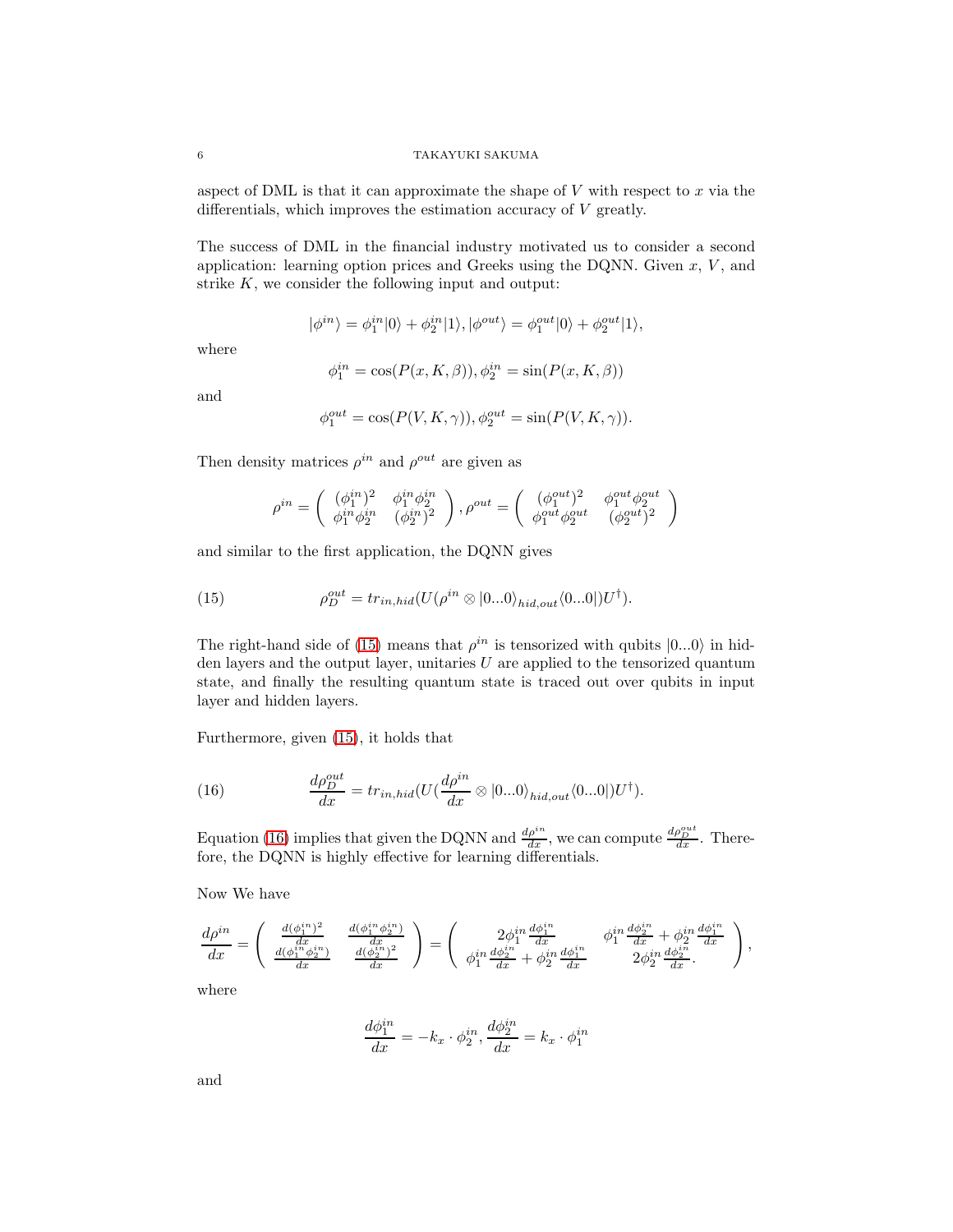aspect of DML is that it can approximate the shape of $V$ with respect to $x$ via the differentials, which improves the estimation accuracy of $V$ greatly.

The success of DML in the financial industry motivated us to consider a second application: learning option prices and Greeks using the DQNN. Given $x$, $V$, and strike $K$, we consider the following input and output:

$$|\phi^{in}\rangle = \phi_1^{in}|0\rangle + \phi_2^{in}|1\rangle, |\phi^{out}\rangle = \phi_1^{out}|0\rangle + \phi_2^{out}|1\rangle,$$

where

$$\phi_1^{in} = \cos(P(x, K, \beta)), \phi_2^{in} = \sin(P(x, K, \beta))$$

and

$$\phi_1^{out} = \cos(P(V, K, \gamma)), \phi_2^{out} = \sin(P(V, K, \gamma)).$$

Then density matrices $\rho^{in}$ and $\rho^{out}$ are given as

$$\rho^{in} = \begin{pmatrix} (\phi_1^{in})^2 & \phi_1^{in}\phi_2^{in} \\ \phi_1^{in}\phi_2^{in} & (\phi_2^{in})^2 \end{pmatrix}, \rho^{out} = \begin{pmatrix} (\phi_1^{out})^2 & \phi_1^{out}\phi_2^{out} \\ \phi_1^{out}\phi_2^{out} & (\phi_2^{out})^2 \end{pmatrix}$$

and similar to the first application, the DQNN gives

$$\rho_D^{out} = tr_{in,hid}(U(\rho^{in} \otimes |0...0\rangle_{hid,out}\langle 0...0|)U^\dagger). \tag{15}$$

The right-hand side of (15) means that $\rho^{in}$ is tensorized with qubits $|0...0\rangle$ in hidden layers and the output layer, unitaries $U$ are applied to the tensorized quantum state, and finally the resulting quantum state is traced out over qubits in input layer and hidden layers.

Furthermore, given (15), it holds that

$$\frac{d\rho_D^{out}}{dx} = tr_{in,hid}(U(\frac{d\rho^{in}}{dx} \otimes |0...0\rangle_{hid,out}\langle 0...0|)U^\dagger). \tag{16}$$

Equation (16) implies that given the DQNN and $\frac{d\rho^{in}}{dx}$, we can compute $\frac{d\rho_D^{out}}{dx}$. Therefore, the DQNN is highly effective for learning differentials.

Now We have

$$\frac{d\rho^{in}}{dx} = \begin{pmatrix} \frac{d(\phi_1^{in})^2}{dx} & \frac{d(\phi_1^{in}\phi_2^{in})}{dx} \\ \frac{d(\phi_1^{in}\phi_2^{in})}{dx} & \frac{d(\phi_2^{in})^2}{dx} \end{pmatrix} = \begin{pmatrix} 2\phi_1^{in}\frac{d\phi_1^{in}}{dx} & \phi_1^{in}\frac{d\phi_2^{in}}{dx} + \phi_2^{in}\frac{d\phi_1^{in}}{dx} \\ \phi_1^{in}\frac{d\phi_2^{in}}{dx} + \phi_2^{in}\frac{d\phi_1^{in}}{dx} & 2\phi_2^{in}\frac{d\phi_2^{in}}{dx}. \end{pmatrix},$$

where

$$\frac{d\phi_1^{in}}{dx} = -k_x \cdot \phi_2^{in}, \frac{d\phi_2^{in}}{dx} = k_x \cdot \phi_1^{in}$$

and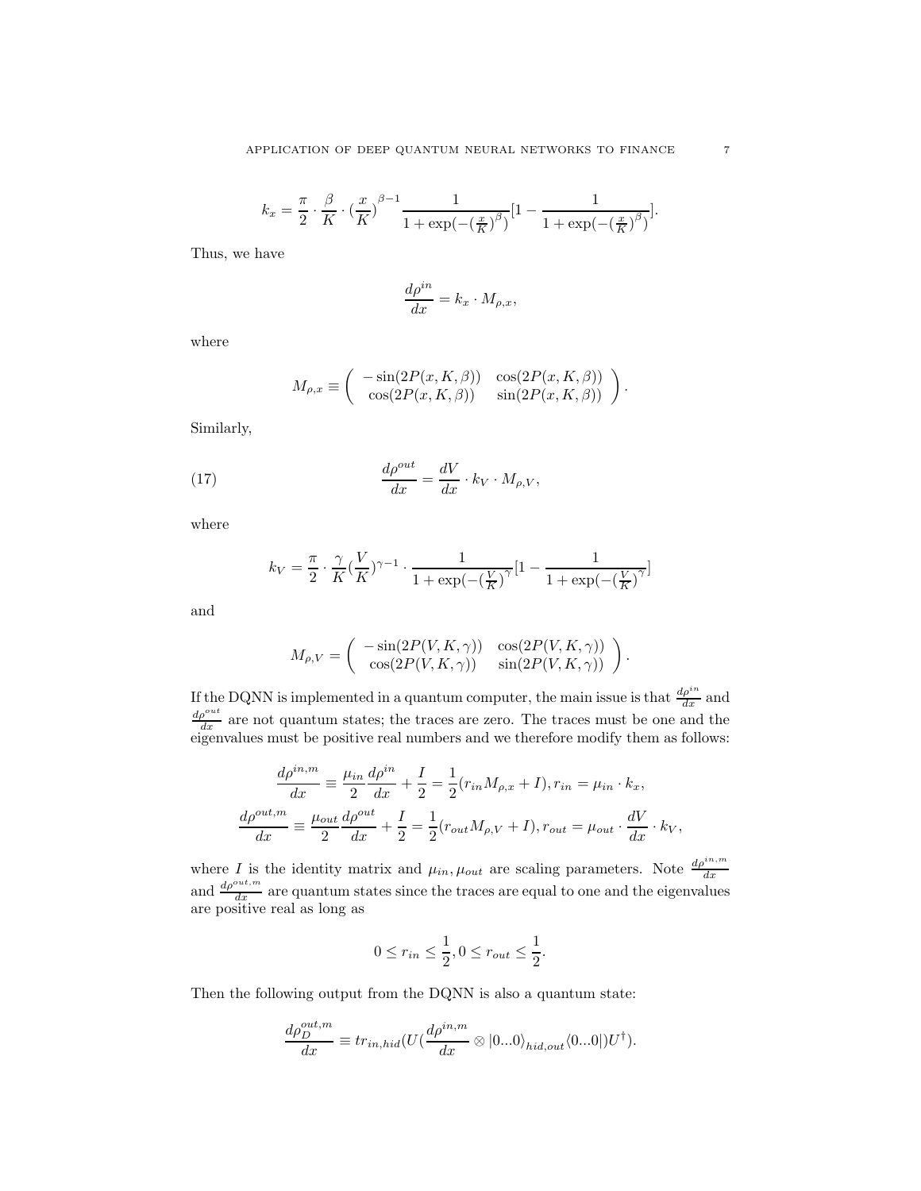$$k_x = \frac{\pi}{2} \cdot \frac{\beta}{K} \cdot (\frac{x}{K})^{\beta-1} \frac{1}{1+\exp(-(\frac{x}{K})^{\beta})}[1 - \frac{1}{1+\exp(-(\frac{x}{K})^{\beta})}].$$

Thus, we have

$$\frac{d\rho^{in}}{dx} = k_x \cdot M_{\rho,x},$$

where

$$M_{\rho,x} \equiv \begin{pmatrix} -\sin(2P(x,K,\beta)) & \cos(2P(x,K,\beta)) \\ \cos(2P(x,K,\beta)) & \sin(2P(x,K,\beta)) \end{pmatrix}.$$

Similarly,

$$\frac{d\rho^{out}}{dx} = \frac{dV}{dx} \cdot k_V \cdot M_{\rho,V}, \tag{17}$$

where

$$k_V = \frac{\pi}{2} \cdot \frac{\gamma}{K} (\frac{V}{K})^{\gamma-1} \cdot \frac{1}{1+\exp(-(\frac{V}{K})^{\gamma}}[1 - \frac{1}{1+\exp(-(\frac{V}{K})^{\gamma}}]$$

and

$$M_{\rho,V} = \begin{pmatrix} -\sin(2P(V,K,\gamma)) & \cos(2P(V,K,\gamma)) \\ \cos(2P(V,K,\gamma)) & \sin(2P(V,K,\gamma)) \end{pmatrix}.$$

If the DQNN is implemented in a quantum computer, the main issue is that $\frac{d\rho^{in}}{dx}$ and $\frac{d\rho^{out}}{dx}$ are not quantum states; the traces are zero. The traces must be one and the eigenvalues must be positive real numbers and we therefore modify them as follows:

$$\frac{d\rho^{in,m}}{dx} \equiv \frac{\mu_{in}}{2}\frac{d\rho^{in}}{dx} + \frac{I}{2} = \frac{1}{2}(r_{in}M_{\rho,x} + I), r_{in} = \mu_{in} \cdot k_x,$$

$$\frac{d\rho^{out,m}}{dx} \equiv \frac{\mu_{out}}{2}\frac{d\rho^{out}}{dx} + \frac{I}{2} = \frac{1}{2}(r_{out}M_{\rho,V} + I), r_{out} = \mu_{out} \cdot \frac{dV}{dx} \cdot k_V,$$

where $I$ is the identity matrix and $\mu_{in}, \mu_{out}$ are scaling parameters. Note $\frac{d\rho^{in,m}}{dx}$ and $\frac{d\rho^{out,m}}{dx}$ are quantum states since the traces are equal to one and the eigenvalues are positive real as long as

$$0 \leq r_{in} \leq \frac{1}{2}, 0 \leq r_{out} \leq \frac{1}{2}.$$

Then the following output from the DQNN is also a quantum state:

$$\frac{d\rho_D^{out,m}}{dx} \equiv tr_{in,hid}(U(\frac{d\rho^{in,m}}{dx} \otimes |0...0\rangle_{hid,out}\langle 0...0|)U^{\dagger}).$$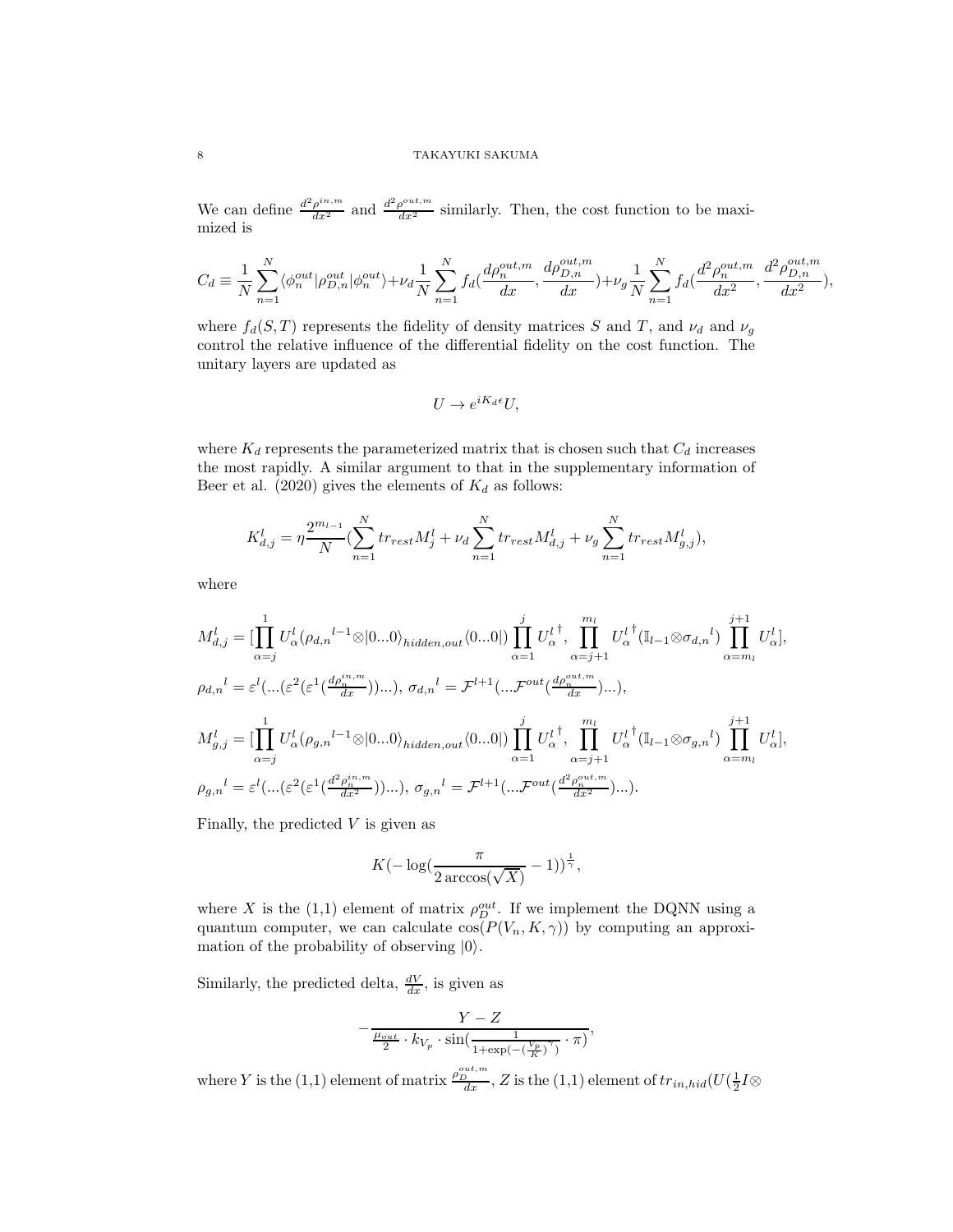We can define $\frac{d^2\rho^{in,m}}{dx^2}$ and $\frac{d^2\rho^{out,m}}{dx^2}$ similarly. Then, the cost function to be maximized is

$$C_d \equiv \frac{1}{N}\sum_{n=1}^{N}\langle\phi_n^{out}|\rho_{D,n}^{out}|\phi_n^{out}\rangle+\nu_d\frac{1}{N}\sum_{n=1}^{N}f_d(\frac{d\rho_n^{out,m}}{dx},\frac{d\rho_{D,n}^{out,m}}{dx})+\nu_g\frac{1}{N}\sum_{n=1}^{N}f_d(\frac{d^2\rho_n^{out,m}}{dx^2},\frac{d^2\rho_{D,n}^{out,m}}{dx^2}),$$

where $f_d(S,T)$ represents the fidelity of density matrices $S$ and $T$, and $\nu_d$ and $\nu_g$ control the relative influence of the differential fidelity on the cost function. The unitary layers are updated as

$$U \rightarrow e^{iK_d\epsilon}U,$$

where $K_d$ represents the parameterized matrix that is chosen such that $C_d$ increases the most rapidly. A similar argument to that in the supplementary information of Beer et al. (2020) gives the elements of $K_d$ as follows:

$$K_{d,j}^l = \eta\frac{2^{m_{l-1}}}{N}(\sum_{n=1}^{N}tr_{rest}M_j^l+\nu_d\sum_{n=1}^{N}tr_{rest}M_{d,j}^l+\nu_g\sum_{n=1}^{N}tr_{rest}M_{g,j}^l),$$

where

$$M_{d,j}^l = [\prod_{\alpha=j}^{1}U_\alpha^l(\rho_{d,n}{}^{l-1}\otimes|0...0\rangle_{hidden,out}\langle0...0|)\prod_{\alpha=1}^{j}{U_\alpha^l}^\dagger,\prod_{\alpha=j+1}^{m_l}{U_\alpha^l}^\dagger(\mathbb{I}_{l-1}\otimes\sigma_{d,n}{}^l)\prod_{\alpha=m_l}^{j+1}U_\alpha^l],$$

$$\rho_{d,n}{}^l = \varepsilon^l(...(\varepsilon^2(\varepsilon^1(\tfrac{d\rho_n^{in,m}}{dx}))...),\ \sigma_{d,n}{}^l = \mathcal{F}^{l+1}(...\mathcal{F}^{out}(\tfrac{d\rho_n^{out,m}}{dx})...),$$

$$M_{g,j}^l = [\prod_{\alpha=j}^{1}U_\alpha^l(\rho_{g,n}{}^{l-1}\otimes|0...0\rangle_{hidden,out}\langle0...0|)\prod_{\alpha=1}^{j}{U_\alpha^l}^\dagger,\prod_{\alpha=j+1}^{m_l}{U_\alpha^l}^\dagger(\mathbb{I}_{l-1}\otimes\sigma_{g,n}{}^l)\prod_{\alpha=m_l}^{j+1}U_\alpha^l],$$

$$\rho_{g,n}{}^l = \varepsilon^l(...(\varepsilon^2(\varepsilon^1(\tfrac{d^2\rho_n^{in,m}}{dx^2}))...),\ \sigma_{g,n}{}^l = \mathcal{F}^{l+1}(...\mathcal{F}^{out}(\tfrac{d^2\rho_n^{out,m}}{dx^2})...).$$

Finally, the predicted $V$ is given as

$$K(-\log(\frac{\pi}{2\arccos(\sqrt{X})}-1))^{\frac{1}{\gamma}},$$

where $X$ is the (1,1) element of matrix $\rho_D^{out}$. If we implement the DQNN using a quantum computer, we can calculate $\cos(P(V_n,K,\gamma))$ by computing an approximation of the probability of observing $|0\rangle$.

Similarly, the predicted delta, $\frac{dV}{dx}$, is given as

$$-\frac{Y-Z}{\frac{\mu_{out}}{2}\cdot k_{V_p}\cdot\sin(\frac{1}{1+\exp(-(\frac{V_p}{K})^\gamma)}\cdot\pi)},$$

where $Y$ is the (1,1) element of matrix $\frac{\rho_D^{out,m}}{dx}$, $Z$ is the (1,1) element of $tr_{in,hid}(U(\frac{1}{2}I\otimes$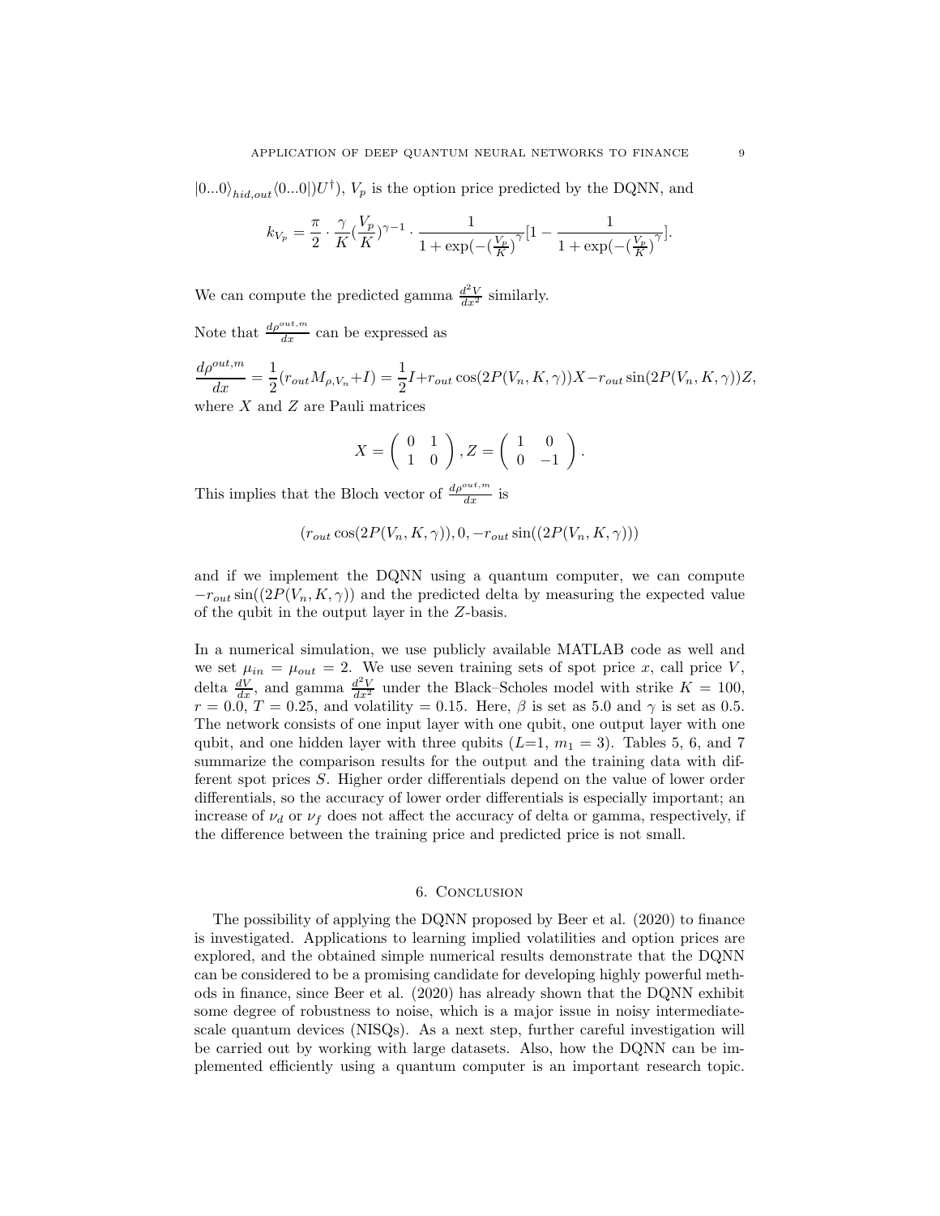$|0...0\rangle_{hid,out}\langle 0...0|)U^{\dagger})$, $V_p$ is the option price predicted by the DQNN, and

$$k_{V_p} = \frac{\pi}{2} \cdot \frac{\gamma}{K}(\frac{V_p}{K})^{\gamma-1} \cdot \frac{1}{1+\exp(-(\frac{V_p}{K})^{\gamma}}[1 - \frac{1}{1+\exp(-(\frac{V_p}{K})^{\gamma}}].$$

We can compute the predicted gamma $\frac{d^2V}{dx^2}$ similarly.

Note that $\frac{d\rho^{out,m}}{dx}$ can be expressed as

$$\frac{d\rho^{out,m}}{dx} = \frac{1}{2}(r_{out}M_{\rho,V_n}+I) = \frac{1}{2}I + r_{out}\cos(2P(V_n,K,\gamma))X - r_{out}\sin(2P(V_n,K,\gamma))Z,$$

where $X$ and $Z$ are Pauli matrices

$$X = \begin{pmatrix} 0 & 1 \\ 1 & 0 \end{pmatrix}, Z = \begin{pmatrix} 1 & 0 \\ 0 & -1 \end{pmatrix}.$$

This implies that the Bloch vector of $\frac{d\rho^{out,m}}{dx}$ is

$$(r_{out}\cos(2P(V_n,K,\gamma)), 0, -r_{out}\sin((2P(V_n,K,\gamma)))$$

and if we implement the DQNN using a quantum computer, we can compute $-r_{out}\sin((2P(V_n,K,\gamma))$ and the predicted delta by measuring the expected value of the qubit in the output layer in the $Z$-basis.

In a numerical simulation, we use publicly available MATLAB code as well and we set $\mu_{in} = \mu_{out} = 2$. We use seven training sets of spot price $x$, call price $V$, delta $\frac{dV}{dx}$, and gamma $\frac{d^2V}{dx^2}$ under the Black–Scholes model with strike $K = 100$, $r = 0.0$, $T = 0.25$, and volatility $= 0.15$. Here, $\beta$ is set as 5.0 and $\gamma$ is set as 0.5. The network consists of one input layer with one qubit, one output layer with one qubit, and one hidden layer with three qubits ($L$=1, $m_1 = 3$). Tables 5, 6, and 7 summarize the comparison results for the output and the training data with different spot prices $S$. Higher order differentials depend on the value of lower order differentials, so the accuracy of lower order differentials is especially important; an increase of $\nu_d$ or $\nu_f$ does not affect the accuracy of delta or gamma, respectively, if the difference between the training price and predicted price is not small.

## 6. Conclusion

The possibility of applying the DQNN proposed by Beer et al. (2020) to finance is investigated. Applications to learning implied volatilities and option prices are explored, and the obtained simple numerical results demonstrate that the DQNN can be considered to be a promising candidate for developing highly powerful methods in finance, since Beer et al. (2020) has already shown that the DQNN exhibit some degree of robustness to noise, which is a major issue in noisy intermediate-scale quantum devices (NISQs). As a next step, further careful investigation will be carried out by working with large datasets. Also, how the DQNN can be implemented efficiently using a quantum computer is an important research topic.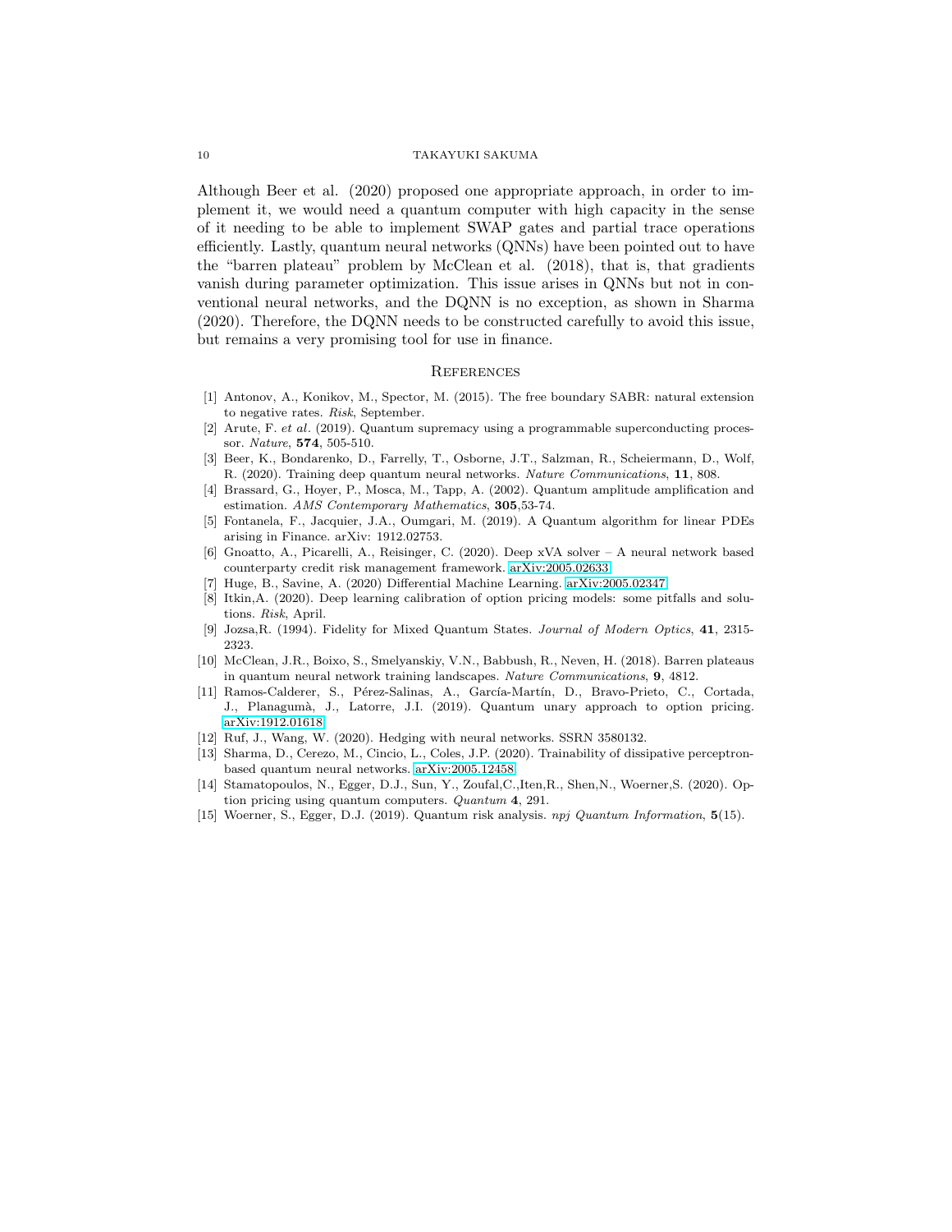Although Beer et al. (2020) proposed one appropriate approach, in order to implement it, we would need a quantum computer with high capacity in the sense of it needing to be able to implement SWAP gates and partial trace operations efficiently. Lastly, quantum neural networks (QNNs) have been pointed out to have the "barren plateau" problem by McClean et al. (2018), that is, that gradients vanish during parameter optimization. This issue arises in QNNs but not in conventional neural networks, and the DQNN is no exception, as shown in Sharma (2020). Therefore, the DQNN needs to be constructed carefully to avoid this issue, but remains a very promising tool for use in finance.

## References

[1] Antonov, A., Konikov, M., Spector, M. (2015). The free boundary SABR: natural extension to negative rates. *Risk*, September.

[2] Arute, F. *et al*. (2019). Quantum supremacy using a programmable superconducting processor. *Nature*, **574**, 505-510.

[3] Beer, K., Bondarenko, D., Farrelly, T., Osborne, J.T., Salzman, R., Scheiermann, D., Wolf, R. (2020). Training deep quantum neural networks. *Nature Communications*, **11**, 808.

[4] Brassard, G., Hoyer, P., Mosca, M., Tapp, A. (2002). Quantum amplitude amplification and estimation. *AMS Contemporary Mathematics*, **305**,53-74.

[5] Fontanela, F., Jacquier, J.A., Oumgari, M. (2019). A Quantum algorithm for linear PDEs arising in Finance. arXiv: 1912.02753.

[6] Gnoatto, A., Picarelli, A., Reisinger, C. (2020). Deep xVA solver – A neural network based counterparty credit risk management framework. arXiv:2005.02633

[7] Huge, B., Savine, A. (2020) Differential Machine Learning. arXiv:2005.02347

[8] Itkin,A. (2020). Deep learning calibration of option pricing models: some pitfalls and solutions. *Risk*, April.

[9] Jozsa,R. (1994). Fidelity for Mixed Quantum States. *Journal of Modern Optics*, **41**, 2315-2323.

[10] McClean, J.R., Boixo, S., Smelyanskiy, V.N., Babbush, R., Neven, H. (2018). Barren plateaus in quantum neural network training landscapes. *Nature Communications*, **9**, 4812.

[11] Ramos-Calderer, S., Pérez-Salinas, A., García-Martín, D., Bravo-Prieto, C., Cortada, J., Planagumà, J., Latorre, J.I. (2019). Quantum unary approach to option pricing. arXiv:1912.01618

[12] Ruf, J., Wang, W. (2020). Hedging with neural networks. SSRN 3580132.

[13] Sharma, D., Cerezo, M., Cincio, L., Coles, J.P. (2020). Trainability of dissipative perceptron-based quantum neural networks. arXiv:2005.12458

[14] Stamatopoulos, N., Egger, D.J., Sun, Y., Zoufal,C.,Iten,R., Shen,N., Woerner,S. (2020). Option pricing using quantum computers. *Quantum* **4**, 291.

[15] Woerner, S., Egger, D.J. (2019). Quantum risk analysis. *npj Quantum Information*, **5**(15).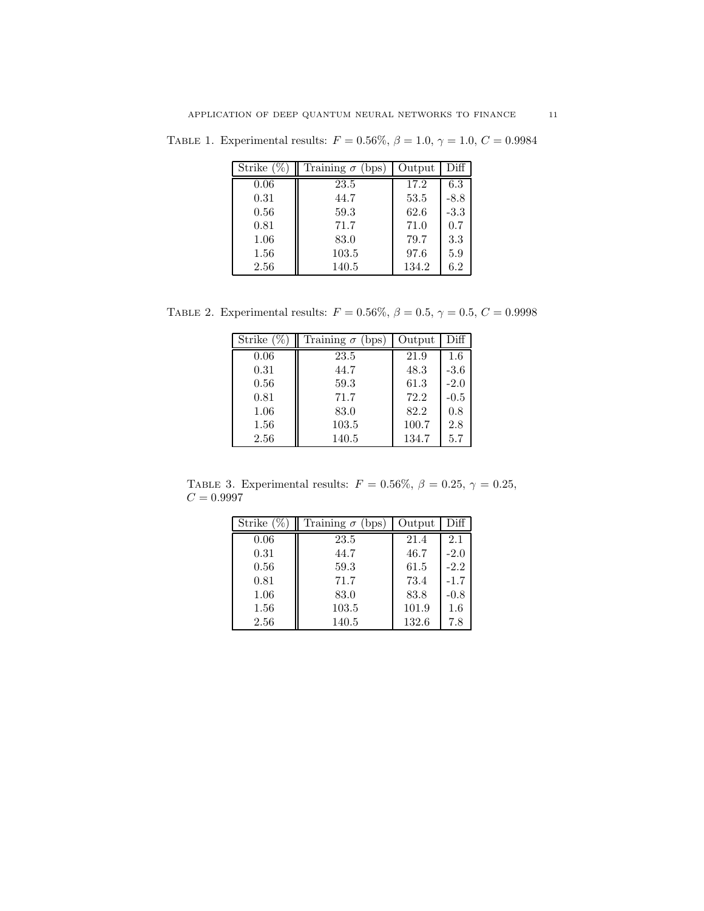Table 1. Experimental results: $F = 0.56\%$, $\beta = 1.0$, $\gamma = 1.0$, $C = 0.9984$

| Strike (%) | Training $\sigma$ (bps) | Output | Diff |
|---|---|---|---|
| 0.06 | 23.5 | 17.2 | 6.3 |
| 0.31 | 44.7 | 53.5 | -8.8 |
| 0.56 | 59.3 | 62.6 | -3.3 |
| 0.81 | 71.7 | 71.0 | 0.7 |
| 1.06 | 83.0 | 79.7 | 3.3 |
| 1.56 | 103.5 | 97.6 | 5.9 |
| 2.56 | 140.5 | 134.2 | 6.2 |

Table 2. Experimental results: $F = 0.56\%$, $\beta = 0.5$, $\gamma = 0.5$, $C = 0.9998$

| Strike (%) | Training $\sigma$ (bps) | Output | Diff |
|---|---|---|---|
| 0.06 | 23.5 | 21.9 | 1.6 |
| 0.31 | 44.7 | 48.3 | -3.6 |
| 0.56 | 59.3 | 61.3 | -2.0 |
| 0.81 | 71.7 | 72.2 | -0.5 |
| 1.06 | 83.0 | 82.2 | 0.8 |
| 1.56 | 103.5 | 100.7 | 2.8 |
| 2.56 | 140.5 | 134.7 | 5.7 |

Table 3. Experimental results: $F = 0.56\%$, $\beta = 0.25$, $\gamma = 0.25$, $C = 0.9997$

| Strike (%) | Training $\sigma$ (bps) | Output | Diff |
|---|---|---|---|
| 0.06 | 23.5 | 21.4 | 2.1 |
| 0.31 | 44.7 | 46.7 | -2.0 |
| 0.56 | 59.3 | 61.5 | -2.2 |
| 0.81 | 71.7 | 73.4 | -1.7 |
| 1.06 | 83.0 | 83.8 | -0.8 |
| 1.56 | 103.5 | 101.9 | 1.6 |
| 2.56 | 140.5 | 132.6 | 7.8 |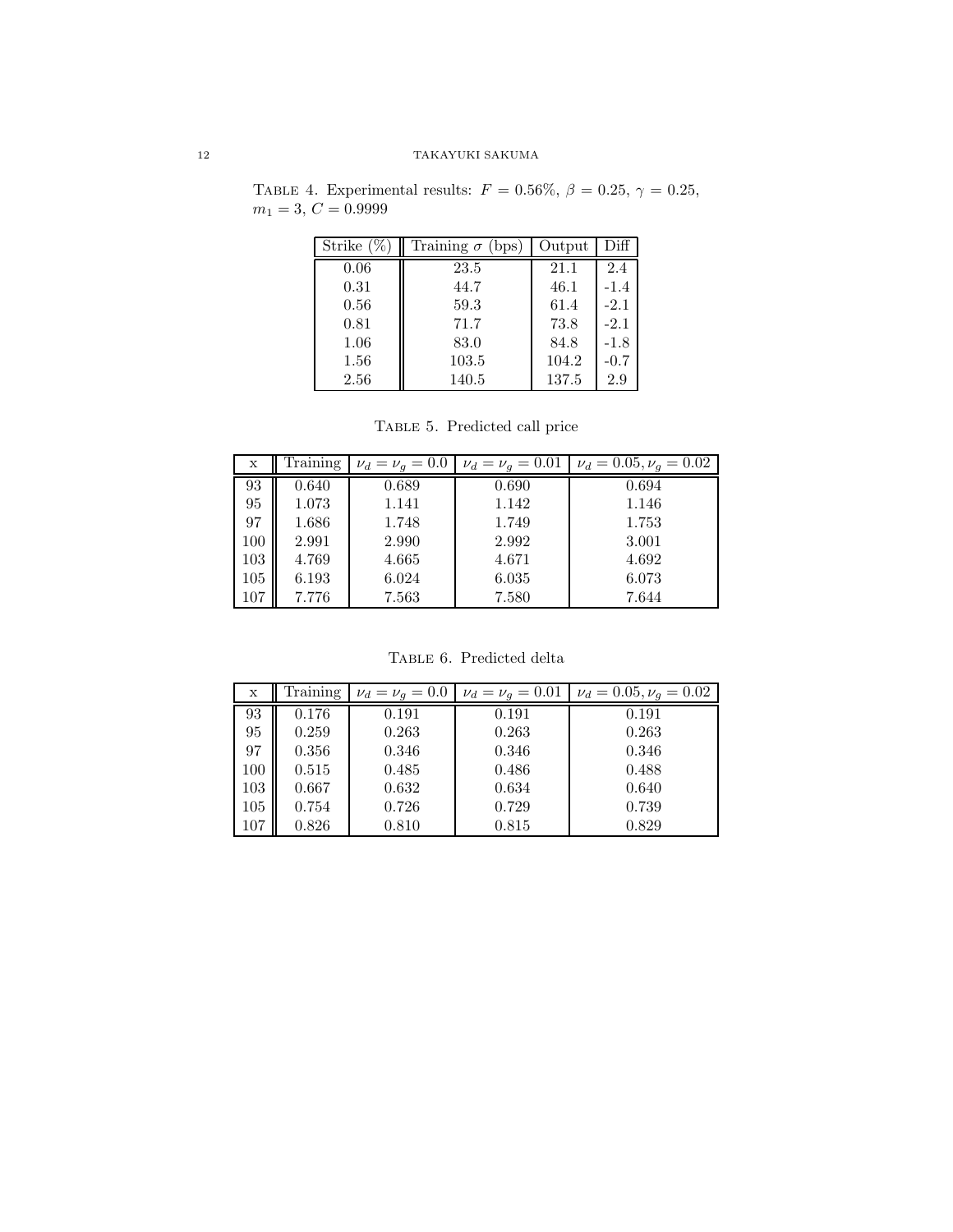TABLE 4. Experimental results: $F = 0.56\%$, $\beta = 0.25$, $\gamma = 0.25$, $m_1 = 3$, $C = 0.9999$

| Strike (%) | Training $\sigma$ (bps) | Output | Diff |
|---|---|---|---|
| 0.06 | 23.5 | 21.1 | 2.4 |
| 0.31 | 44.7 | 46.1 | -1.4 |
| 0.56 | 59.3 | 61.4 | -2.1 |
| 0.81 | 71.7 | 73.8 | -2.1 |
| 1.06 | 83.0 | 84.8 | -1.8 |
| 1.56 | 103.5 | 104.2 | -0.7 |
| 2.56 | 140.5 | 137.5 | 2.9 |

TABLE 5. Predicted call price

| x | Training | $\nu_d = \nu_g = 0.0$ | $\nu_d = \nu_g = 0.01$ | $\nu_d = 0.05, \nu_g = 0.02$ |
|---|---|---|---|---|
| 93 | 0.640 | 0.689 | 0.690 | 0.694 |
| 95 | 1.073 | 1.141 | 1.142 | 1.146 |
| 97 | 1.686 | 1.748 | 1.749 | 1.753 |
| 100 | 2.991 | 2.990 | 2.992 | 3.001 |
| 103 | 4.769 | 4.665 | 4.671 | 4.692 |
| 105 | 6.193 | 6.024 | 6.035 | 6.073 |
| 107 | 7.776 | 7.563 | 7.580 | 7.644 |

TABLE 6. Predicted delta

| x | Training | $\nu_d = \nu_g = 0.0$ | $\nu_d = \nu_g = 0.01$ | $\nu_d = 0.05, \nu_g = 0.02$ |
|---|---|---|---|---|
| 93 | 0.176 | 0.191 | 0.191 | 0.191 |
| 95 | 0.259 | 0.263 | 0.263 | 0.263 |
| 97 | 0.356 | 0.346 | 0.346 | 0.346 |
| 100 | 0.515 | 0.485 | 0.486 | 0.488 |
| 103 | 0.667 | 0.632 | 0.634 | 0.640 |
| 105 | 0.754 | 0.726 | 0.729 | 0.739 |
| 107 | 0.826 | 0.810 | 0.815 | 0.829 |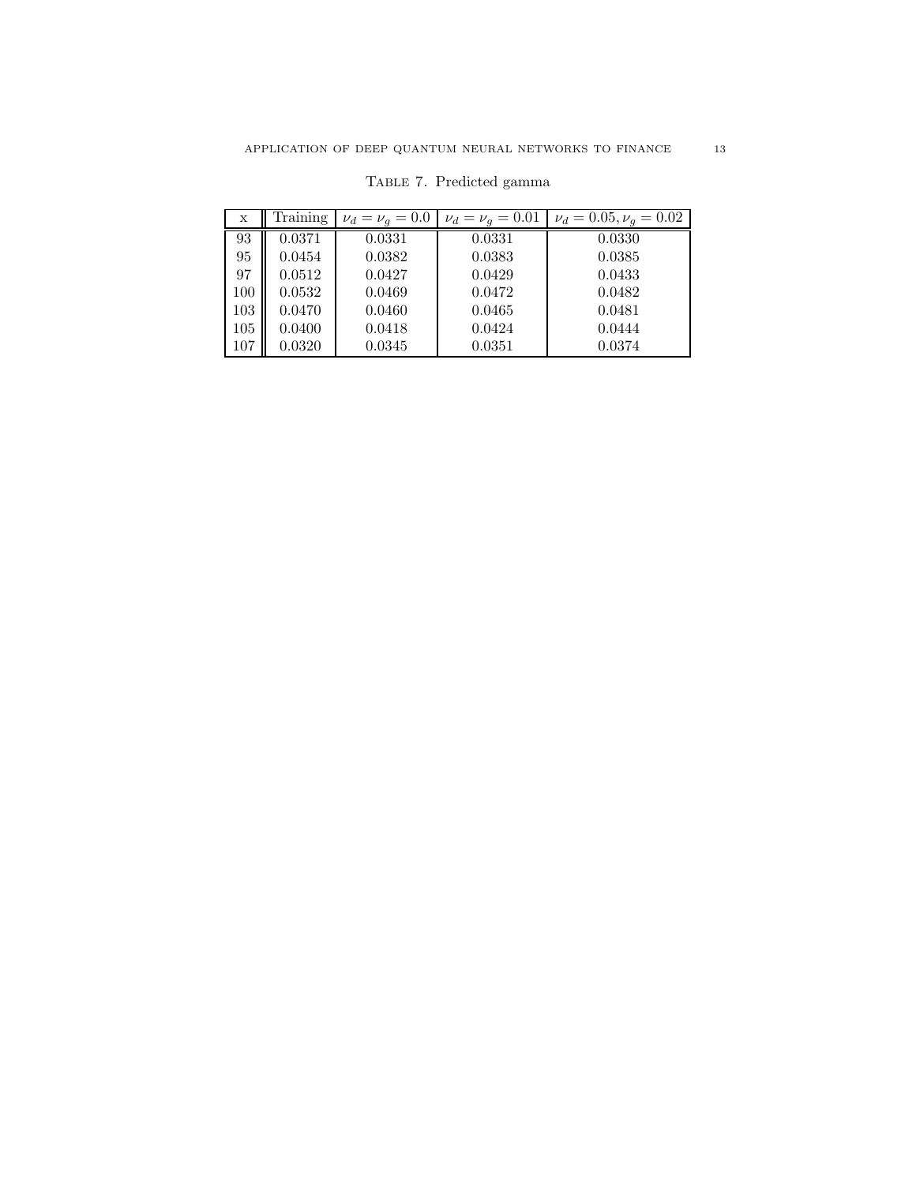Table 7. Predicted gamma

| x | Training | $\nu_d = \nu_g = 0.0$ | $\nu_d = \nu_g = 0.01$ | $\nu_d = 0.05, \nu_g = 0.02$ |
|---|---|---|---|---|
| 93 | 0.0371 | 0.0331 | 0.0331 | 0.0330 |
| 95 | 0.0454 | 0.0382 | 0.0383 | 0.0385 |
| 97 | 0.0512 | 0.0427 | 0.0429 | 0.0433 |
| 100 | 0.0532 | 0.0469 | 0.0472 | 0.0482 |
| 103 | 0.0470 | 0.0460 | 0.0465 | 0.0481 |
| 105 | 0.0400 | 0.0418 | 0.0424 | 0.0444 |
| 107 | 0.0320 | 0.0345 | 0.0351 | 0.0374 |